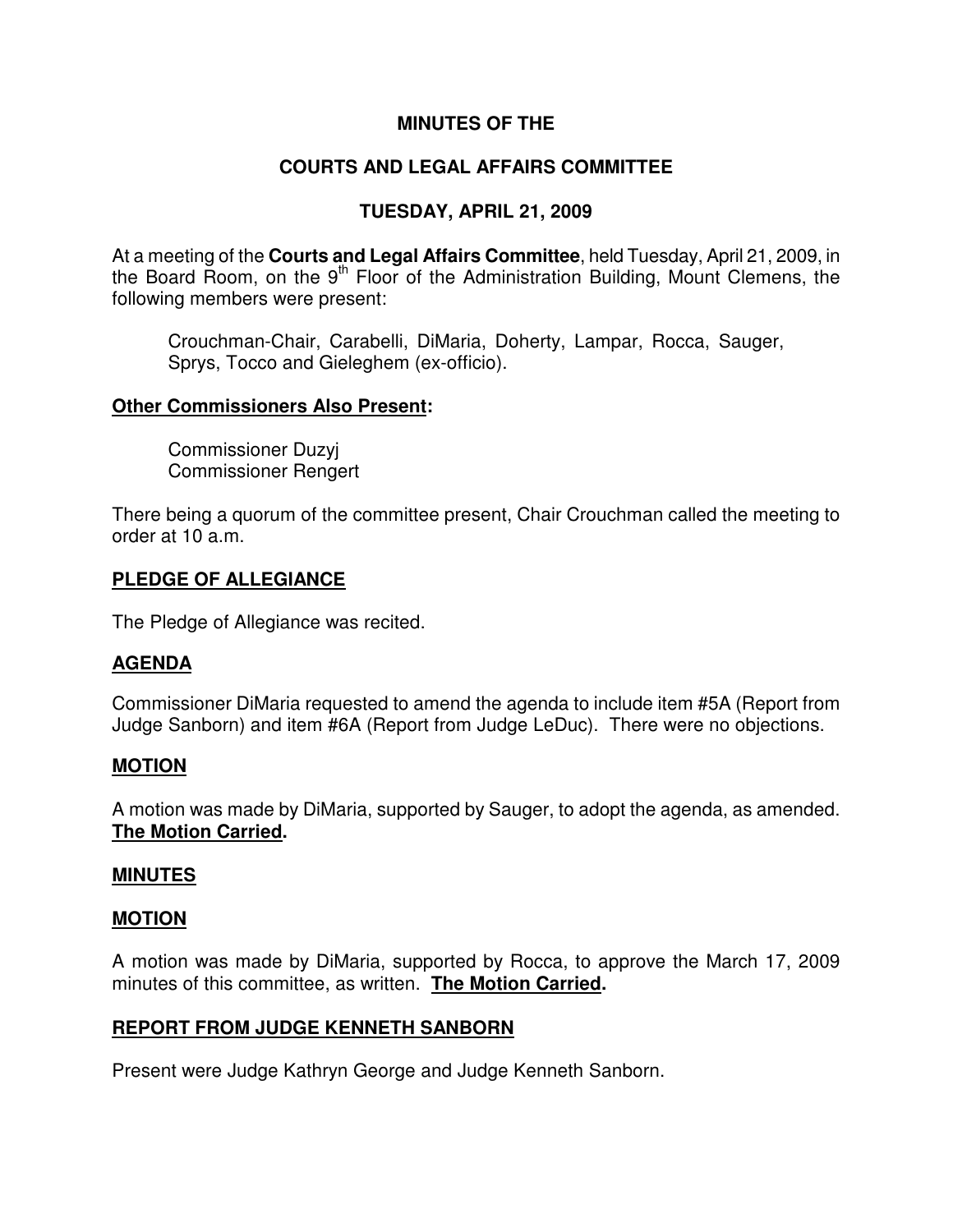**MINUTES OF THE**

**COURTS AND LEGAL AFFAIRS COMMITTEE**

**TUESDAY, APRIL 21, 2009**

At a meeting of the **Courts and Legal Affairs Committee**, held Tuesday, April 21, 2009, in the Board Room, on the 9th Floor of the Administration Building, Mount Clemens, the following members were present:

Crouchman-Chair, Carabelli, DiMaria, Doherty, Lampar, Rocca, Sauger, Sprys, Tocco and Gieleghem (ex-officio).

**Other Commissioners Also Present:**

Commissioner Duzyj
Commissioner Rengert

There being a quorum of the committee present, Chair Crouchman called the meeting to order at 10 a.m.

**PLEDGE OF ALLEGIANCE**

The Pledge of Allegiance was recited.

**AGENDA**

Commissioner DiMaria requested to amend the agenda to include item #5A (Report from Judge Sanborn) and item #6A (Report from Judge LeDuc). There were no objections.

**MOTION**

A motion was made by DiMaria, supported by Sauger, to adopt the agenda, as amended. **The Motion Carried.**

**MINUTES**

**MOTION**

A motion was made by DiMaria, supported by Rocca, to approve the March 17, 2009 minutes of this committee, as written. **The Motion Carried.**

**REPORT FROM JUDGE KENNETH SANBORN**

Present were Judge Kathryn George and Judge Kenneth Sanborn.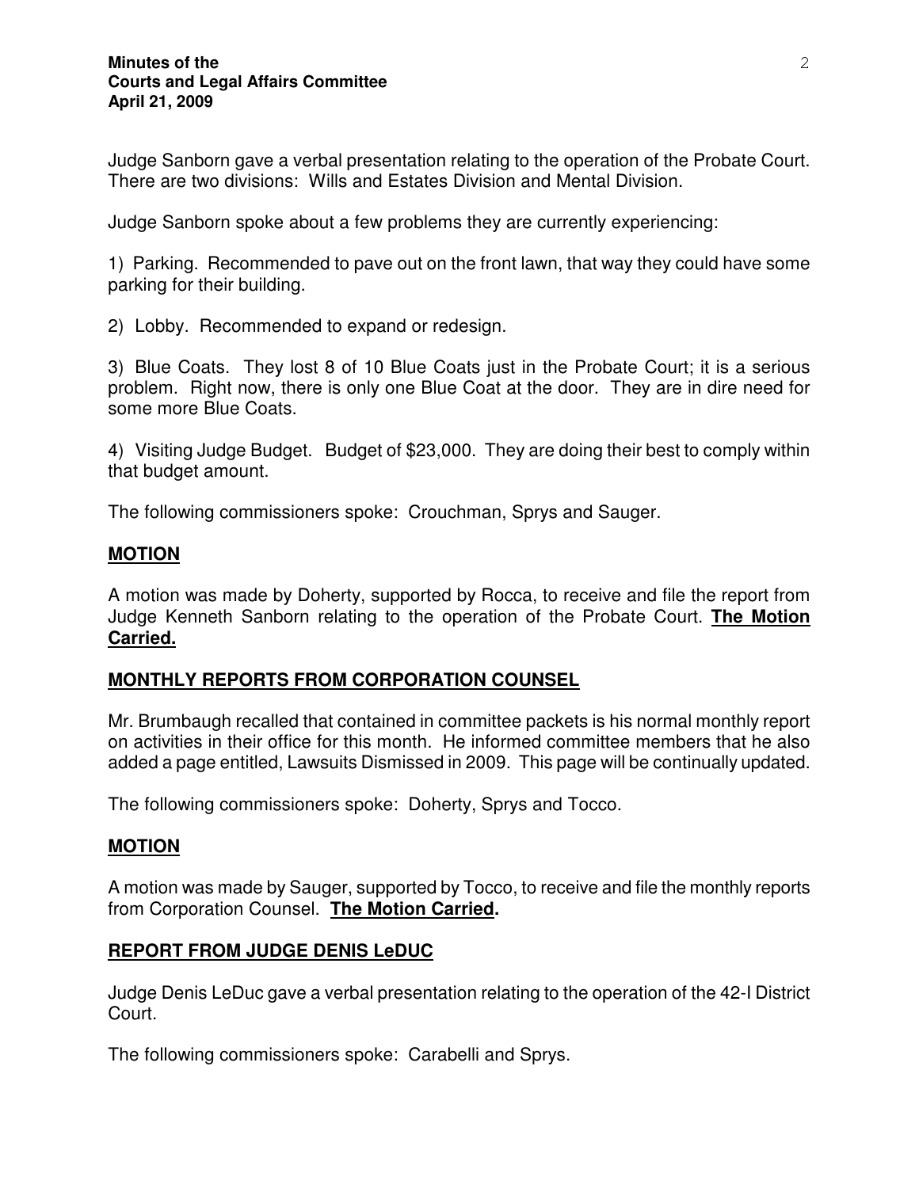Judge Sanborn gave a verbal presentation relating to the operation of the Probate Court. There are two divisions: Wills and Estates Division and Mental Division.

Judge Sanborn spoke about a few problems they are currently experiencing:

1) Parking. Recommended to pave out on the front lawn, that way they could have some parking for their building.

2) Lobby. Recommended to expand or redesign.

3) Blue Coats. They lost 8 of 10 Blue Coats just in the Probate Court; it is a serious problem. Right now, there is only one Blue Coat at the door. They are in dire need for some more Blue Coats.

4) Visiting Judge Budget. Budget of $23,000. They are doing their best to comply within that budget amount.

The following commissioners spoke: Crouchman, Sprys and Sauger.

## MOTION

A motion was made by Doherty, supported by Rocca, to receive and file the report from Judge Kenneth Sanborn relating to the operation of the Probate Court. **The Motion Carried.**

## MONTHLY REPORTS FROM CORPORATION COUNSEL

Mr. Brumbaugh recalled that contained in committee packets is his normal monthly report on activities in their office for this month. He informed committee members that he also added a page entitled, Lawsuits Dismissed in 2009. This page will be continually updated.

The following commissioners spoke: Doherty, Sprys and Tocco.

## MOTION

A motion was made by Sauger, supported by Tocco, to receive and file the monthly reports from Corporation Counsel. **The Motion Carried.**

## REPORT FROM JUDGE DENIS LeDUC

Judge Denis LeDuc gave a verbal presentation relating to the operation of the 42-I District Court.

The following commissioners spoke: Carabelli and Sprys.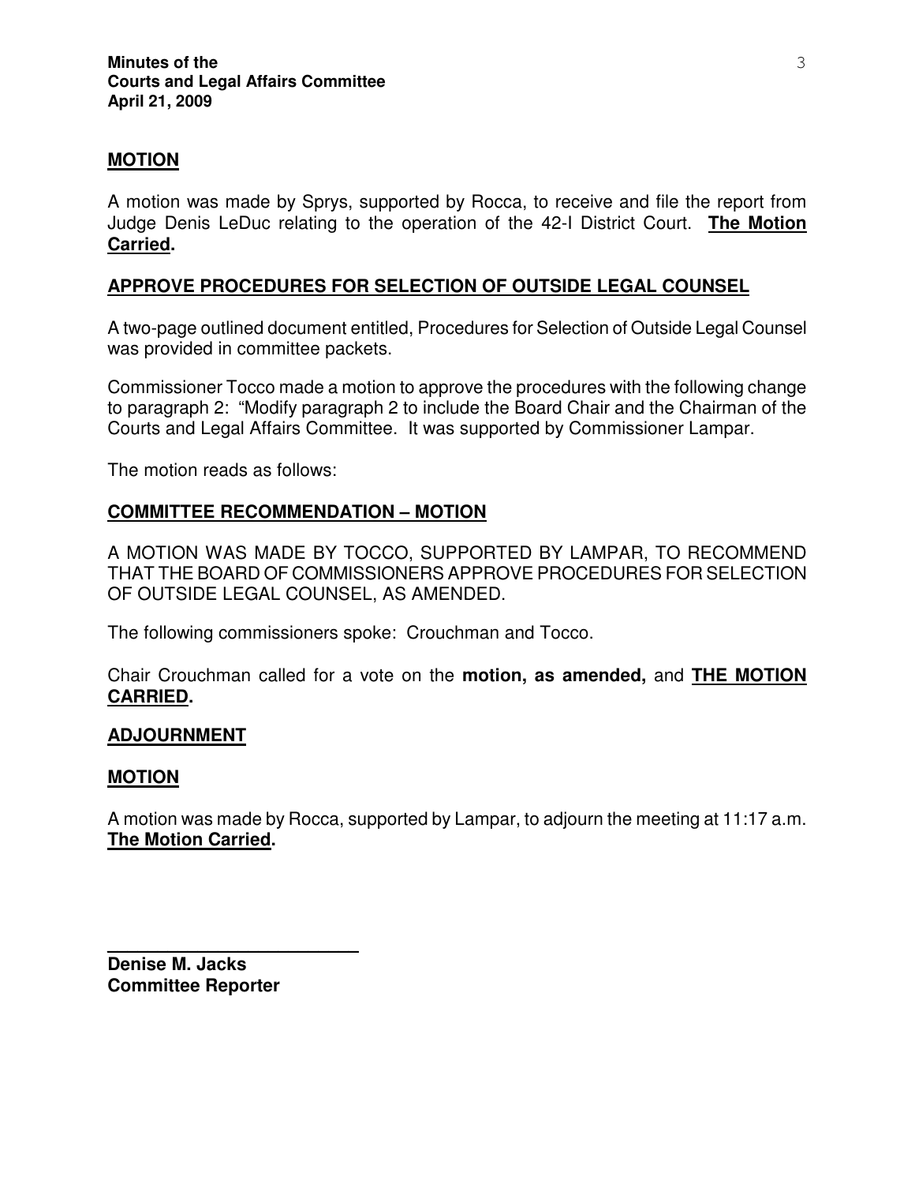## MOTION

A motion was made by Sprys, supported by Rocca, to receive and file the report from Judge Denis LeDuc relating to the operation of the 42-I District Court. **The Motion Carried.**

## APPROVE PROCEDURES FOR SELECTION OF OUTSIDE LEGAL COUNSEL

A two-page outlined document entitled, Procedures for Selection of Outside Legal Counsel was provided in committee packets.

Commissioner Tocco made a motion to approve the procedures with the following change to paragraph 2: "Modify paragraph 2 to include the Board Chair and the Chairman of the Courts and Legal Affairs Committee. It was supported by Commissioner Lampar.

The motion reads as follows:

## COMMITTEE RECOMMENDATION – MOTION

A MOTION WAS MADE BY TOCCO, SUPPORTED BY LAMPAR, TO RECOMMEND THAT THE BOARD OF COMMISSIONERS APPROVE PROCEDURES FOR SELECTION OF OUTSIDE LEGAL COUNSEL, AS AMENDED.

The following commissioners spoke: Crouchman and Tocco.

Chair Crouchman called for a vote on the **motion, as amended,** and **THE MOTION CARRIED.**

## ADJOURNMENT

## MOTION

A motion was made by Rocca, supported by Lampar, to adjourn the meeting at 11:17 a.m. **The Motion Carried.**

**Denise M. Jacks**
**Committee Reporter**